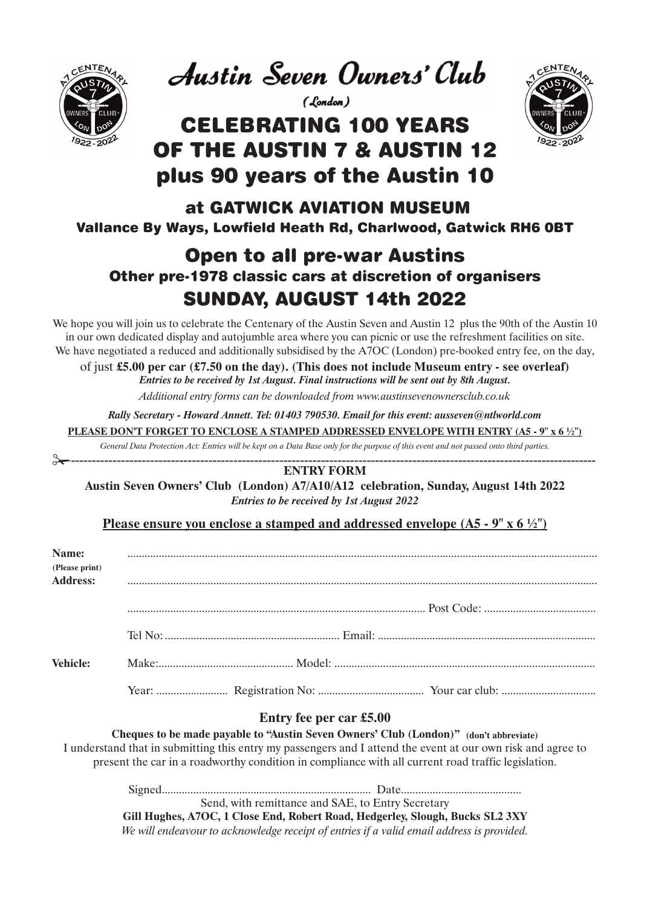# Austin Seven Owners' Club

*(London)*

# CELEBRATING 100 YEARS OF THE AUSTIN 7 & AUSTIN 12 plus 90 years of the Austin 10

## at GATWICK AVIATION MUSEUM

**Vallance By Ways, Lowfield Heath Rd, Charlwood, Gatwick RH6 0BT**

## Open to all pre-war Austins

### Other pre-1978 classic cars at discretion of organisers

## SUNDAY, AUGUST 14th 2022

We hope you will join us to celebrate the Centenary of the Austin Seven and Austin 12 plus the 90th of the Austin 10 in our own dedicated display and autojumble area where you can picnic or use the refreshment facilities on site. We have negotiated a reduced and additionally subsidised by the A7OC (London) pre-booked entry fee, on the day, of just **£5.00 per car (£7.50 on the day). (This does not include Museum entry - see overleaf)**

***Entries to be received by 1st August. Final instructions will be sent out by 8th August.***

*Additional entry forms can be downloaded from www.austinsevenownersclub.co.uk*

***Rally Secretary - Howard Annett. Tel: 01403 790530. Email for this event: ausseven@ntlworld.com***

**PLEASE DON'T FORGET TO ENCLOSE A STAMPED ADDRESSED ENVELOPE WITH ENTRY (A5 - 9" x 6 ½")**

*General Data Protection Act: Entries will be kept on a Data Base only for the purpose of this event and not passed onto third parties.*

---

**ENTRY FORM**

**Austin Seven Owners' Club (London) A7/A10/A12 celebration, Sunday, August 14th 2022**

***Entries to be received by 1st August 2022***

**Please ensure you enclose a stamped and addressed envelope (A5 - 9" x 6 ½")**

**Name:** ..........................................................................
**(Please print)**
**Address:** ..........................................................................

.......................................................................... Post Code: ..........................

Tel No: .............................................. Email: ..............................................

**Vehicle:** Make: .................................. Model: ..............................................

Year: .................... Registration No: .............................. Your car club: ..............................

**Entry fee per car £5.00**

**Cheques to be made payable to "Austin Seven Owners' Club (London)" (don't abbreviate)**

I understand that in submitting this entry my passengers and I attend the event at our own risk and agree to present the car in a roadworthy condition in compliance with all current road traffic legislation.

Signed.................................................. Date..................................

Send, with remittance and SAE, to Entry Secretary

**Gill Hughes, A7OC, 1 Close End, Robert Road, Hedgerley, Slough, Bucks SL2 3XY**

*We will endeavour to acknowledge receipt of entries if a valid email address is provided.*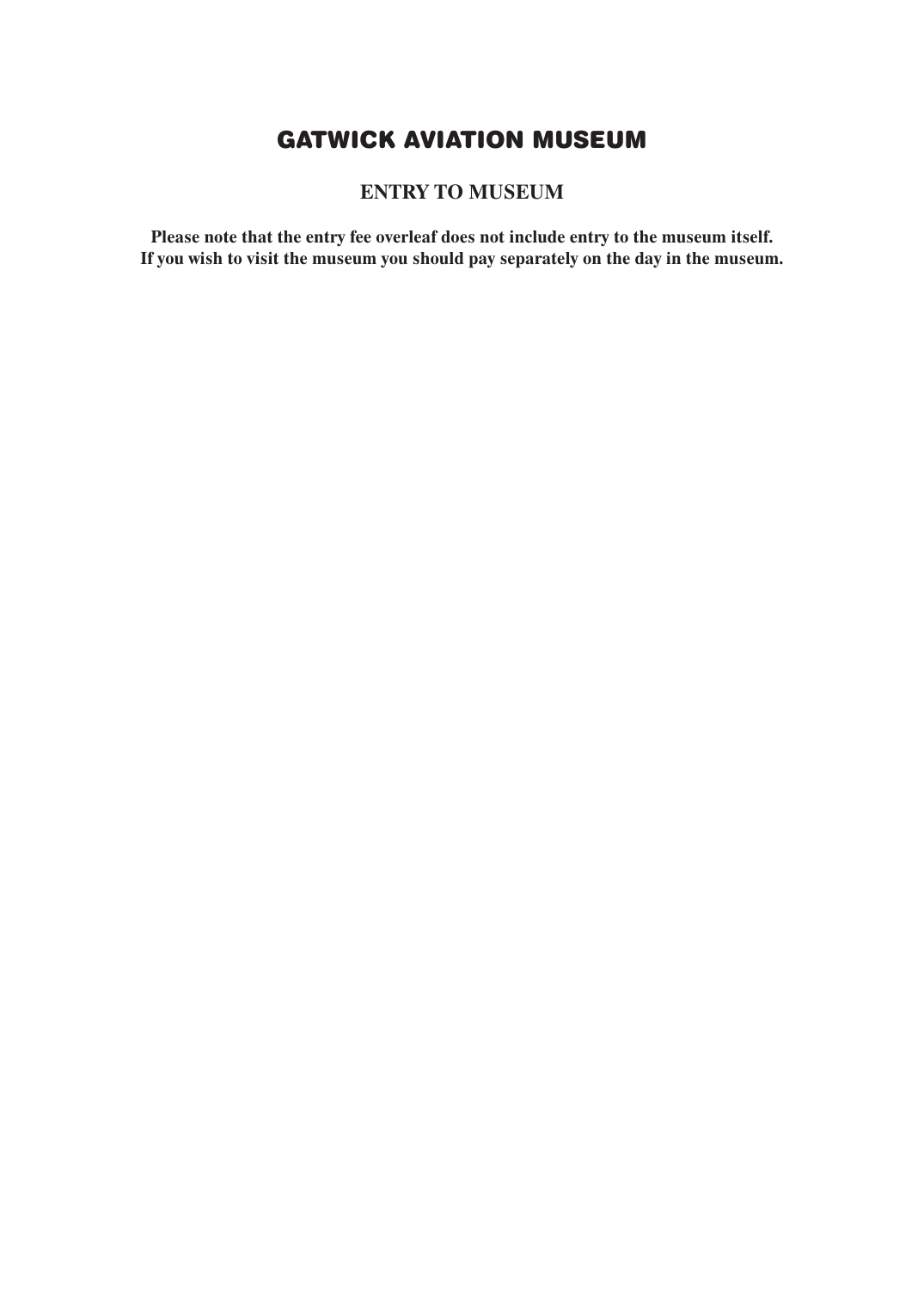# GATWICK AVIATION MUSEUM

## ENTRY TO MUSEUM

**Please note that the entry fee overleaf does not include entry to the museum itself.**
**If you wish to visit the museum you should pay separately on the day in the museum.**